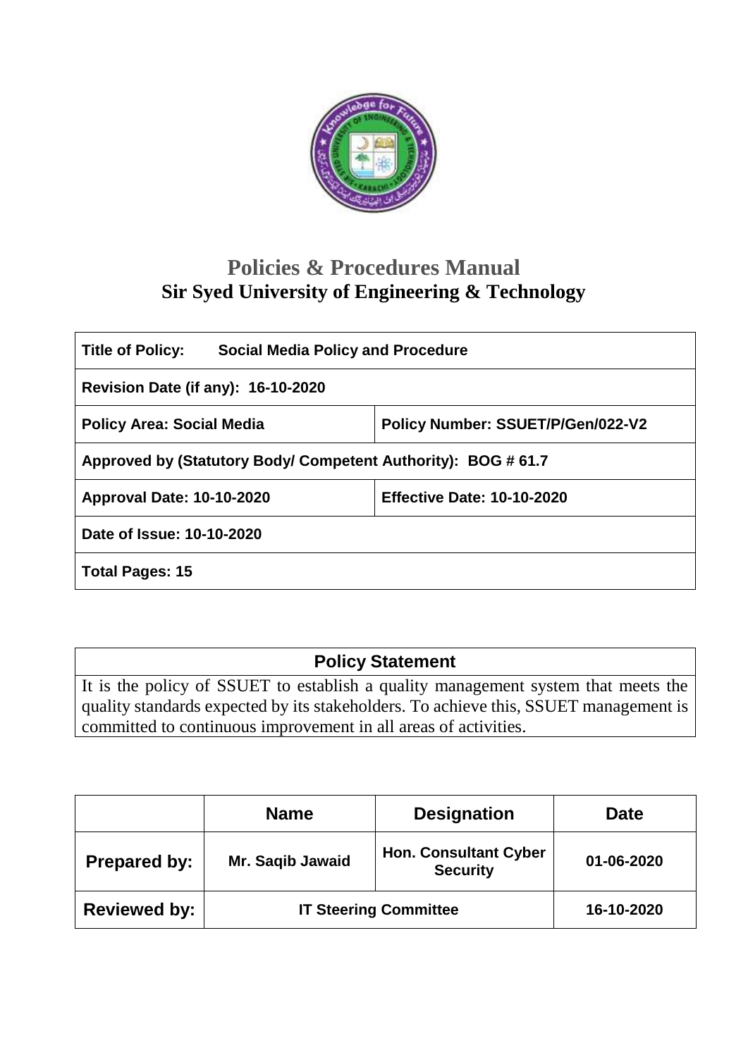# Policies & Procedures Manual
## Sir Syed University of Engineering & Technology

| **Title of Policy:** **Social Media Policy and Procedure** | |
|---|---|
| **Revision Date (if any): 16-10-2020** | |
| **Policy Area: Social Media** | **Policy Number: SSUET/P/Gen/022-V2** |
| **Approved by (Statutory Body/ Competent Authority): BOG # 61.7** | |
| **Approval Date: 10-10-2020** | **Effective Date: 10-10-2020** |
| **Date of Issue: 10-10-2020** | |
| **Total Pages: 15** | |

| **Policy Statement** |
|---|
| It is the policy of SSUET to establish a quality management system that meets the quality standards expected by its stakeholders. To achieve this, SSUET management is committed to continuous improvement in all areas of activities. |

| | **Name** | **Designation** | **Date** |
|---|---|---|---|
| **Prepared by:** | **Mr. Saqib Jawaid** | **Hon. Consultant Cyber Security** | **01-06-2020** |
| **Reviewed by:** | **IT Steering Committee** | | **16-10-2020** |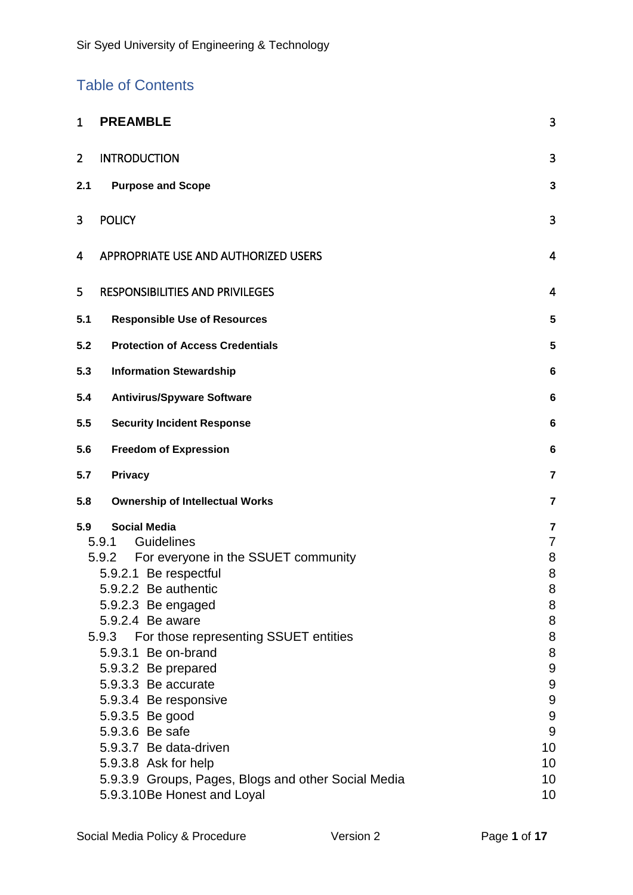# Table of Contents

| | | |
|---|---|---|
| 1 | **PREAMBLE** | 3 |
| 2 | INTRODUCTION | 3 |
| **2.1** | **Purpose and Scope** | **3** |
| 3 | POLICY | 3 |
| 4 | APPROPRIATE USE AND AUTHORIZED USERS | 4 |
| 5 | RESPONSIBILITIES AND PRIVILEGES | 4 |
| **5.1** | **Responsible Use of Resources** | **5** |
| **5.2** | **Protection of Access Credentials** | **5** |
| **5.3** | **Information Stewardship** | **6** |
| **5.4** | **Antivirus/Spyware Software** | **6** |
| **5.5** | **Security Incident Response** | **6** |
| **5.6** | **Freedom of Expression** | **6** |
| **5.7** | **Privacy** | **7** |
| **5.8** | **Ownership of Intellectual Works** | **7** |
| **5.9** | **Social Media** | **7** |
| 5.9.1 | Guidelines | 7 |
| 5.9.2 | For everyone in the SSUET community | 8 |
| 5.9.2.1 | Be respectful | 8 |
| 5.9.2.2 | Be authentic | 8 |
| 5.9.2.3 | Be engaged | 8 |
| 5.9.2.4 | Be aware | 8 |
| 5.9.3 | For those representing SSUET entities | 8 |
| 5.9.3.1 | Be on-brand | 8 |
| 5.9.3.2 | Be prepared | 9 |
| 5.9.3.3 | Be accurate | 9 |
| 5.9.3.4 | Be responsive | 9 |
| 5.9.3.5 | Be good | 9 |
| 5.9.3.6 | Be safe | 9 |
| 5.9.3.7 | Be data-driven | 10 |
| 5.9.3.8 | Ask for help | 10 |
| 5.9.3.9 | Groups, Pages, Blogs and other Social Media | 10 |
| 5.9.3.10 | Be Honest and Loyal | 10 |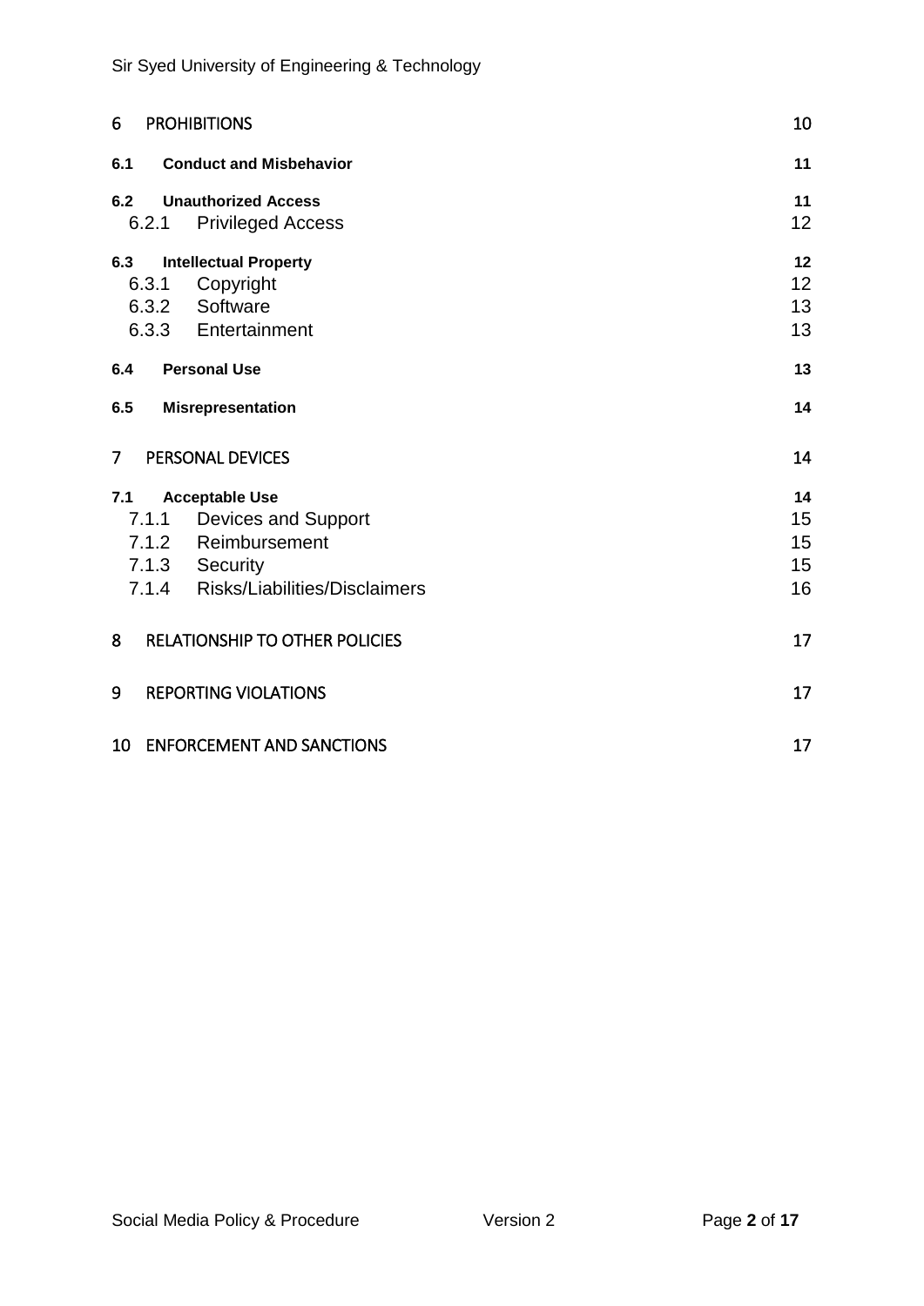6 PROHIBITIONS 10

**6.1 Conduct and Misbehavior** 11

**6.2 Unauthorized Access** 11

6.2.1 Privileged Access 12

**6.3 Intellectual Property** 12

6.3.1 Copyright 12

6.3.2 Software 13

6.3.3 Entertainment 13

**6.4 Personal Use** 13

**6.5 Misrepresentation** 14

7 PERSONAL DEVICES 14

**7.1 Acceptable Use** 14

7.1.1 Devices and Support 15

7.1.2 Reimbursement 15

7.1.3 Security 15

7.1.4 Risks/Liabilities/Disclaimers 16

8 RELATIONSHIP TO OTHER POLICIES 17

9 REPORTING VIOLATIONS 17

10 ENFORCEMENT AND SANCTIONS 17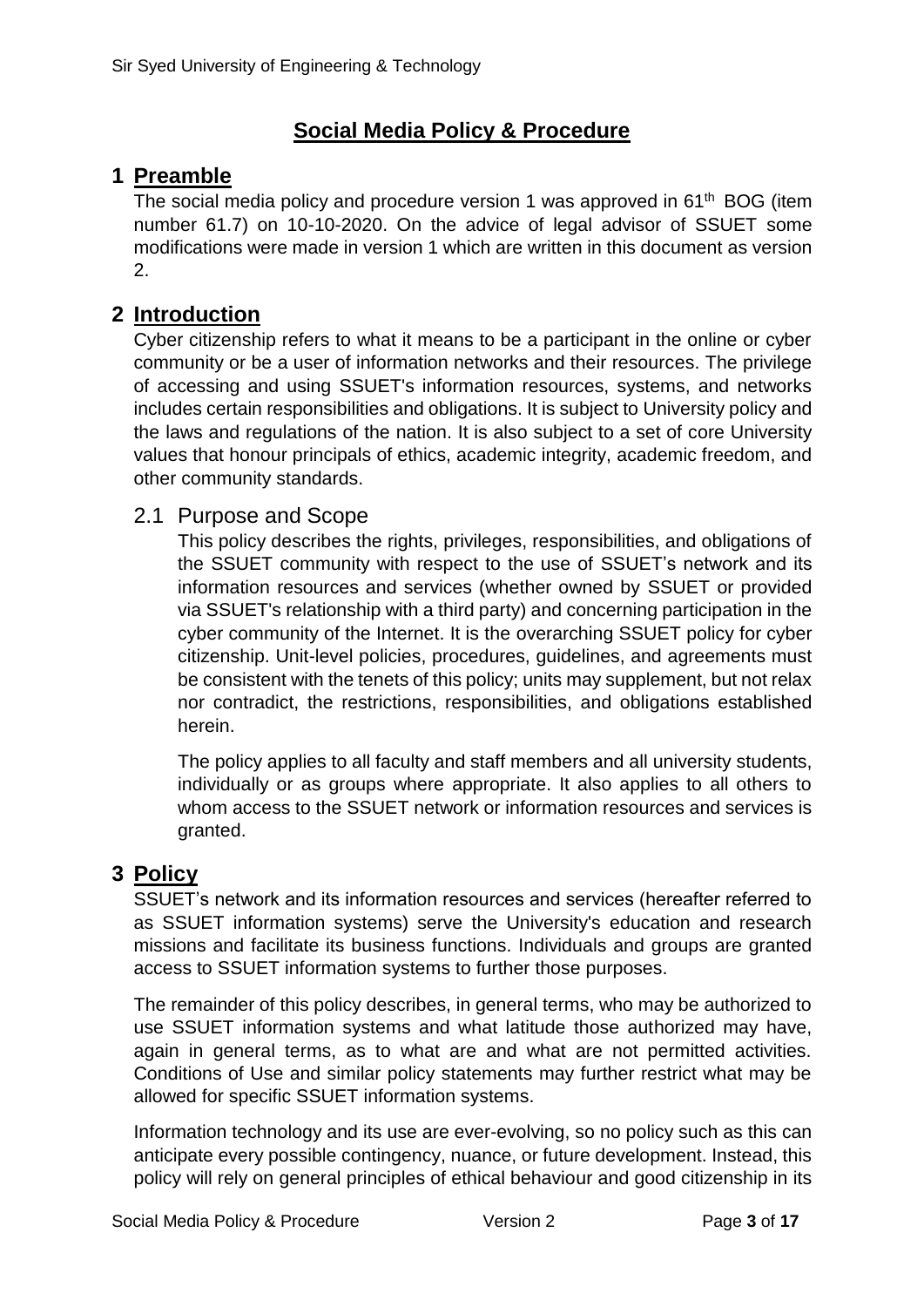# Social Media Policy & Procedure

## 1 Preamble

The social media policy and procedure version 1 was approved in 61th BOG (item number 61.7) on 10-10-2020. On the advice of legal advisor of SSUET some modifications were made in version 1 which are written in this document as version 2.

## 2 Introduction

Cyber citizenship refers to what it means to be a participant in the online or cyber community or be a user of information networks and their resources. The privilege of accessing and using SSUET's information resources, systems, and networks includes certain responsibilities and obligations. It is subject to University policy and the laws and regulations of the nation. It is also subject to a set of core University values that honour principals of ethics, academic integrity, academic freedom, and other community standards.

### 2.1 Purpose and Scope

This policy describes the rights, privileges, responsibilities, and obligations of the SSUET community with respect to the use of SSUET's network and its information resources and services (whether owned by SSUET or provided via SSUET's relationship with a third party) and concerning participation in the cyber community of the Internet. It is the overarching SSUET policy for cyber citizenship. Unit-level policies, procedures, guidelines, and agreements must be consistent with the tenets of this policy; units may supplement, but not relax nor contradict, the restrictions, responsibilities, and obligations established herein.

The policy applies to all faculty and staff members and all university students, individually or as groups where appropriate. It also applies to all others to whom access to the SSUET network or information resources and services is granted.

## 3 Policy

SSUET's network and its information resources and services (hereafter referred to as SSUET information systems) serve the University's education and research missions and facilitate its business functions. Individuals and groups are granted access to SSUET information systems to further those purposes.

The remainder of this policy describes, in general terms, who may be authorized to use SSUET information systems and what latitude those authorized may have, again in general terms, as to what are and what are not permitted activities. Conditions of Use and similar policy statements may further restrict what may be allowed for specific SSUET information systems.

Information technology and its use are ever-evolving, so no policy such as this can anticipate every possible contingency, nuance, or future development. Instead, this policy will rely on general principles of ethical behaviour and good citizenship in its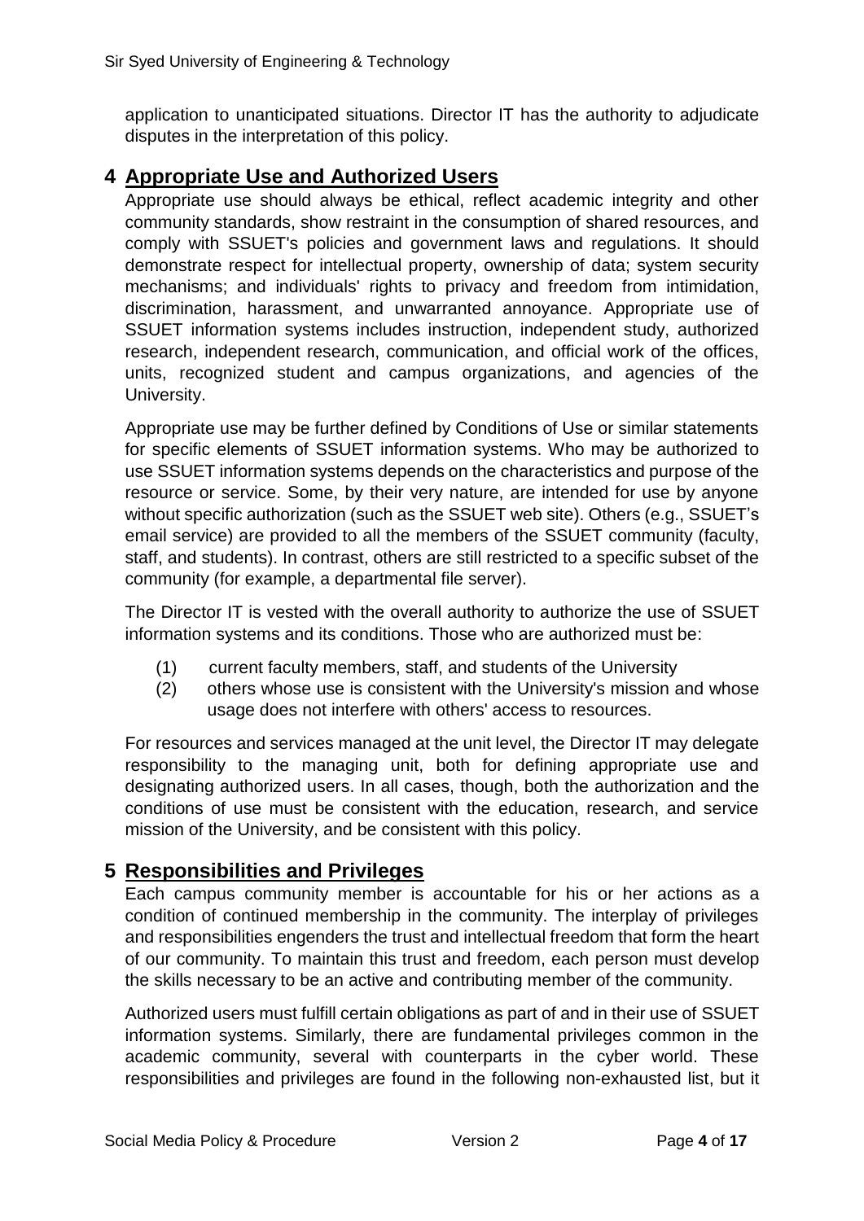application to unanticipated situations. Director IT has the authority to adjudicate disputes in the interpretation of this policy.

## 4 Appropriate Use and Authorized Users

Appropriate use should always be ethical, reflect academic integrity and other community standards, show restraint in the consumption of shared resources, and comply with SSUET's policies and government laws and regulations. It should demonstrate respect for intellectual property, ownership of data; system security mechanisms; and individuals' rights to privacy and freedom from intimidation, discrimination, harassment, and unwarranted annoyance. Appropriate use of SSUET information systems includes instruction, independent study, authorized research, independent research, communication, and official work of the offices, units, recognized student and campus organizations, and agencies of the University.

Appropriate use may be further defined by Conditions of Use or similar statements for specific elements of SSUET information systems. Who may be authorized to use SSUET information systems depends on the characteristics and purpose of the resource or service. Some, by their very nature, are intended for use by anyone without specific authorization (such as the SSUET web site). Others (e.g., SSUET's email service) are provided to all the members of the SSUET community (faculty, staff, and students). In contrast, others are still restricted to a specific subset of the community (for example, a departmental file server).

The Director IT is vested with the overall authority to authorize the use of SSUET information systems and its conditions. Those who are authorized must be:

(1) current faculty members, staff, and students of the University

(2) others whose use is consistent with the University's mission and whose usage does not interfere with others' access to resources.

For resources and services managed at the unit level, the Director IT may delegate responsibility to the managing unit, both for defining appropriate use and designating authorized users. In all cases, though, both the authorization and the conditions of use must be consistent with the education, research, and service mission of the University, and be consistent with this policy.

## 5 Responsibilities and Privileges

Each campus community member is accountable for his or her actions as a condition of continued membership in the community. The interplay of privileges and responsibilities engenders the trust and intellectual freedom that form the heart of our community. To maintain this trust and freedom, each person must develop the skills necessary to be an active and contributing member of the community.

Authorized users must fulfill certain obligations as part of and in their use of SSUET information systems. Similarly, there are fundamental privileges common in the academic community, several with counterparts in the cyber world. These responsibilities and privileges are found in the following non-exhausted list, but it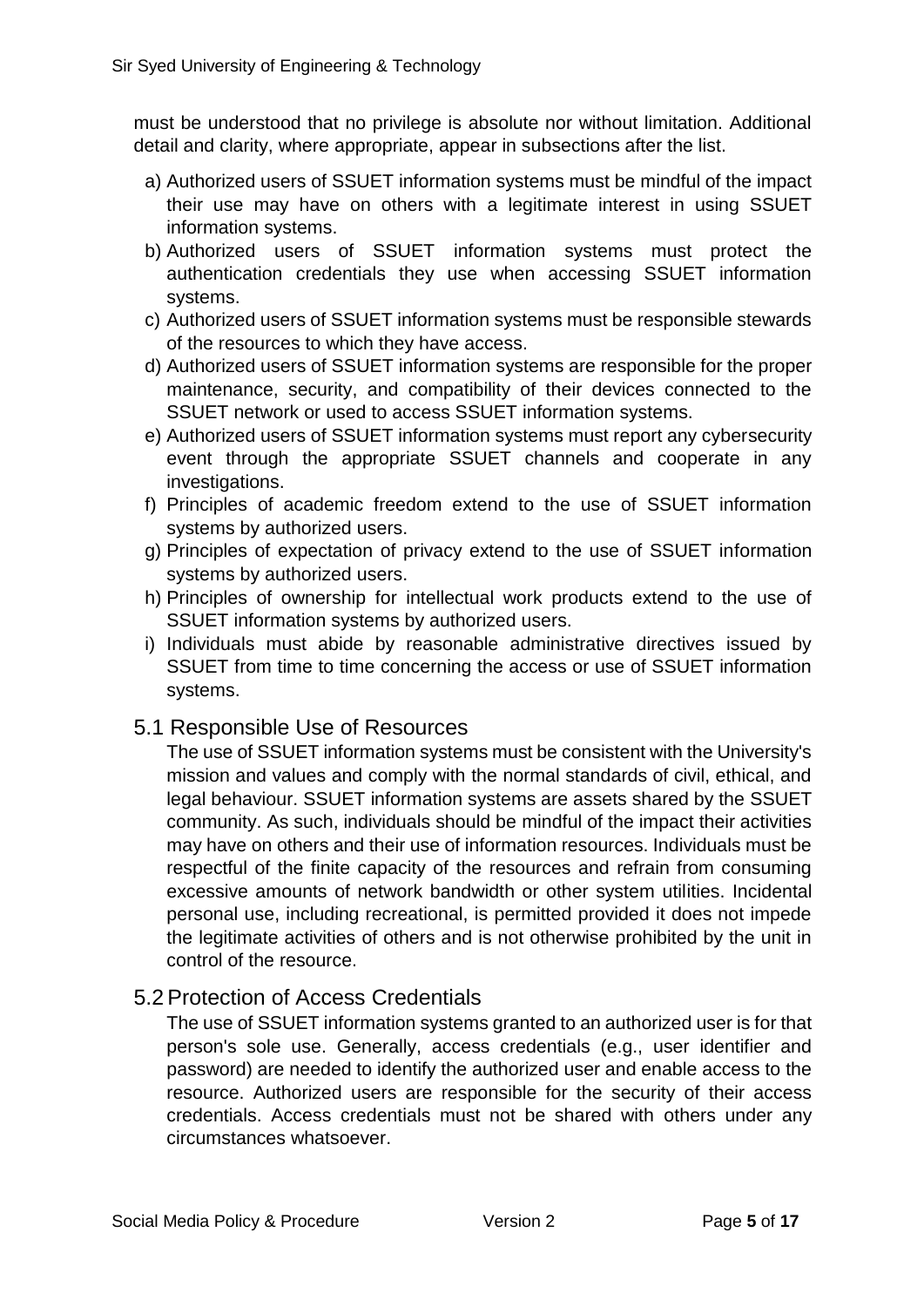must be understood that no privilege is absolute nor without limitation. Additional detail and clarity, where appropriate, appear in subsections after the list.

a) Authorized users of SSUET information systems must be mindful of the impact their use may have on others with a legitimate interest in using SSUET information systems.
b) Authorized users of SSUET information systems must protect the authentication credentials they use when accessing SSUET information systems.
c) Authorized users of SSUET information systems must be responsible stewards of the resources to which they have access.
d) Authorized users of SSUET information systems are responsible for the proper maintenance, security, and compatibility of their devices connected to the SSUET network or used to access SSUET information systems.
e) Authorized users of SSUET information systems must report any cybersecurity event through the appropriate SSUET channels and cooperate in any investigations.
f) Principles of academic freedom extend to the use of SSUET information systems by authorized users.
g) Principles of expectation of privacy extend to the use of SSUET information systems by authorized users.
h) Principles of ownership for intellectual work products extend to the use of SSUET information systems by authorized users.
i) Individuals must abide by reasonable administrative directives issued by SSUET from time to time concerning the access or use of SSUET information systems.

## 5.1 Responsible Use of Resources

The use of SSUET information systems must be consistent with the University's mission and values and comply with the normal standards of civil, ethical, and legal behaviour. SSUET information systems are assets shared by the SSUET community. As such, individuals should be mindful of the impact their activities may have on others and their use of information resources. Individuals must be respectful of the finite capacity of the resources and refrain from consuming excessive amounts of network bandwidth or other system utilities. Incidental personal use, including recreational, is permitted provided it does not impede the legitimate activities of others and is not otherwise prohibited by the unit in control of the resource.

## 5.2 Protection of Access Credentials

The use of SSUET information systems granted to an authorized user is for that person's sole use. Generally, access credentials (e.g., user identifier and password) are needed to identify the authorized user and enable access to the resource. Authorized users are responsible for the security of their access credentials. Access credentials must not be shared with others under any circumstances whatsoever.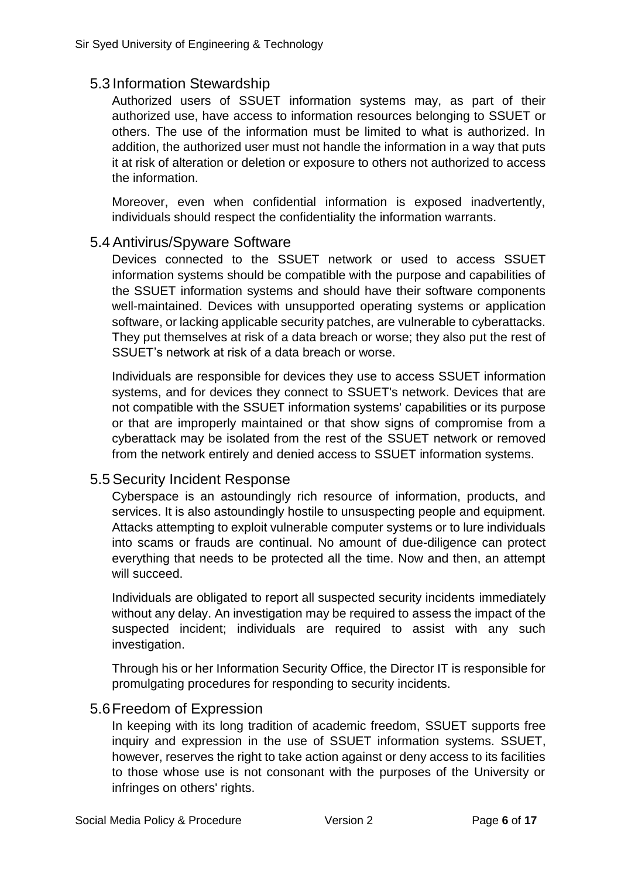## 5.3 Information Stewardship

Authorized users of SSUET information systems may, as part of their authorized use, have access to information resources belonging to SSUET or others. The use of the information must be limited to what is authorized. In addition, the authorized user must not handle the information in a way that puts it at risk of alteration or deletion or exposure to others not authorized to access the information.

Moreover, even when confidential information is exposed inadvertently, individuals should respect the confidentiality the information warrants.

## 5.4 Antivirus/Spyware Software

Devices connected to the SSUET network or used to access SSUET information systems should be compatible with the purpose and capabilities of the SSUET information systems and should have their software components well-maintained. Devices with unsupported operating systems or application software, or lacking applicable security patches, are vulnerable to cyberattacks. They put themselves at risk of a data breach or worse; they also put the rest of SSUET's network at risk of a data breach or worse.

Individuals are responsible for devices they use to access SSUET information systems, and for devices they connect to SSUET's network. Devices that are not compatible with the SSUET information systems' capabilities or its purpose or that are improperly maintained or that show signs of compromise from a cyberattack may be isolated from the rest of the SSUET network or removed from the network entirely and denied access to SSUET information systems.

## 5.5 Security Incident Response

Cyberspace is an astoundingly rich resource of information, products, and services. It is also astoundingly hostile to unsuspecting people and equipment. Attacks attempting to exploit vulnerable computer systems or to lure individuals into scams or frauds are continual. No amount of due-diligence can protect everything that needs to be protected all the time. Now and then, an attempt will succeed.

Individuals are obligated to report all suspected security incidents immediately without any delay. An investigation may be required to assess the impact of the suspected incident; individuals are required to assist with any such investigation.

Through his or her Information Security Office, the Director IT is responsible for promulgating procedures for responding to security incidents.

## 5.6 Freedom of Expression

In keeping with its long tradition of academic freedom, SSUET supports free inquiry and expression in the use of SSUET information systems. SSUET, however, reserves the right to take action against or deny access to its facilities to those whose use is not consonant with the purposes of the University or infringes on others' rights.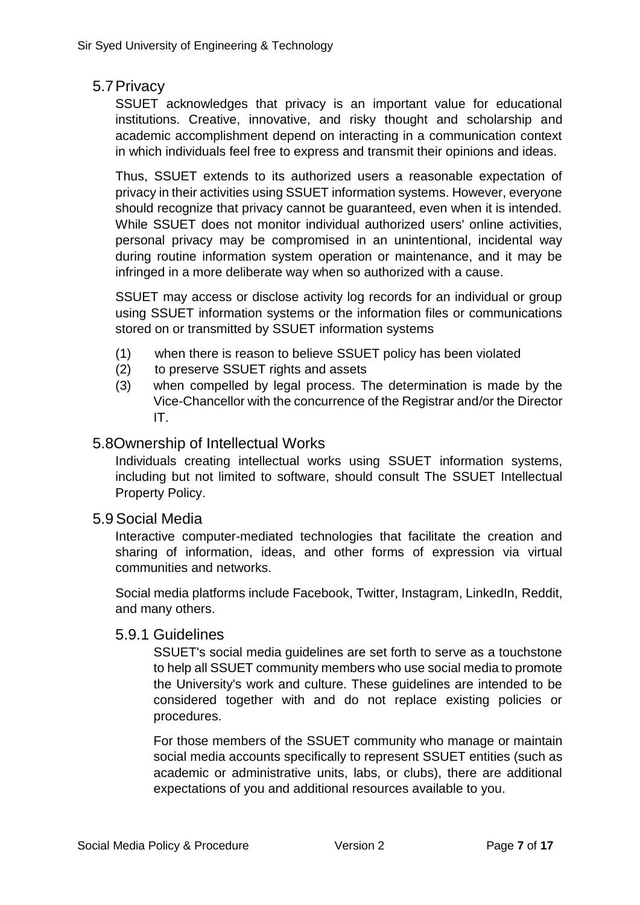## 5.7 Privacy

SSUET acknowledges that privacy is an important value for educational institutions. Creative, innovative, and risky thought and scholarship and academic accomplishment depend on interacting in a communication context in which individuals feel free to express and transmit their opinions and ideas.

Thus, SSUET extends to its authorized users a reasonable expectation of privacy in their activities using SSUET information systems. However, everyone should recognize that privacy cannot be guaranteed, even when it is intended. While SSUET does not monitor individual authorized users' online activities, personal privacy may be compromised in an unintentional, incidental way during routine information system operation or maintenance, and it may be infringed in a more deliberate way when so authorized with a cause.

SSUET may access or disclose activity log records for an individual or group using SSUET information systems or the information files or communications stored on or transmitted by SSUET information systems

(1) when there is reason to believe SSUET policy has been violated
(2) to preserve SSUET rights and assets
(3) when compelled by legal process. The determination is made by the Vice-Chancellor with the concurrence of the Registrar and/or the Director IT.

## 5.8 Ownership of Intellectual Works

Individuals creating intellectual works using SSUET information systems, including but not limited to software, should consult The SSUET Intellectual Property Policy.

## 5.9 Social Media

Interactive computer-mediated technologies that facilitate the creation and sharing of information, ideas, and other forms of expression via virtual communities and networks.

Social media platforms include Facebook, Twitter, Instagram, LinkedIn, Reddit, and many others.

### 5.9.1 Guidelines

SSUET's social media guidelines are set forth to serve as a touchstone to help all SSUET community members who use social media to promote the University's work and culture. These guidelines are intended to be considered together with and do not replace existing policies or procedures.

For those members of the SSUET community who manage or maintain social media accounts specifically to represent SSUET entities (such as academic or administrative units, labs, or clubs), there are additional expectations of you and additional resources available to you.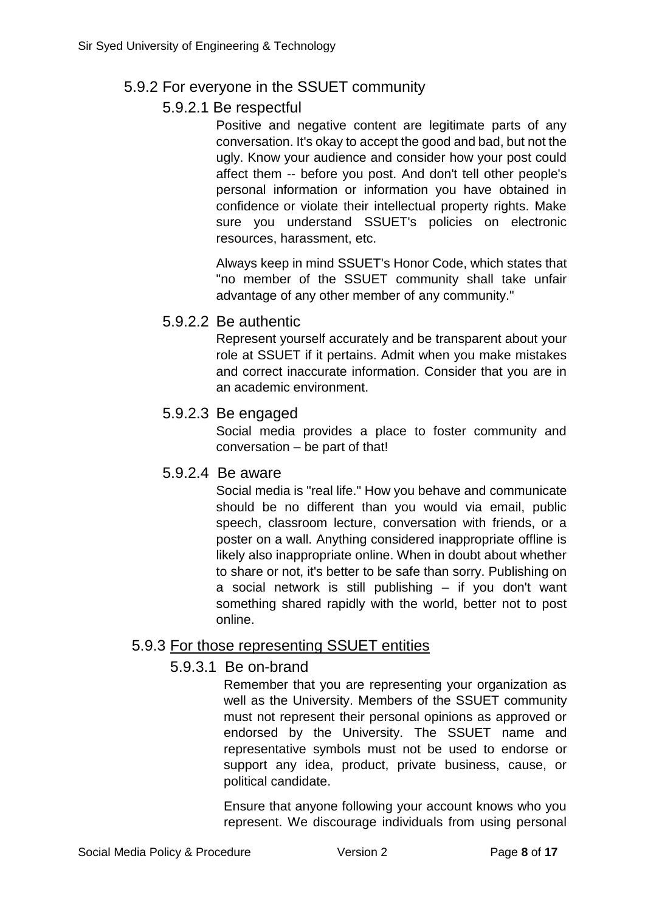### 5.9.2 For everyone in the SSUET community

#### 5.9.2.1 Be respectful

Positive and negative content are legitimate parts of any conversation. It's okay to accept the good and bad, but not the ugly. Know your audience and consider how your post could affect them -- before you post. And don't tell other people's personal information or information you have obtained in confidence or violate their intellectual property rights. Make sure you understand SSUET's policies on electronic resources, harassment, etc.

Always keep in mind SSUET's Honor Code, which states that "no member of the SSUET community shall take unfair advantage of any other member of any community."

#### 5.9.2.2 Be authentic

Represent yourself accurately and be transparent about your role at SSUET if it pertains. Admit when you make mistakes and correct inaccurate information. Consider that you are in an academic environment.

#### 5.9.2.3 Be engaged

Social media provides a place to foster community and conversation – be part of that!

#### 5.9.2.4 Be aware

Social media is "real life." How you behave and communicate should be no different than you would via email, public speech, classroom lecture, conversation with friends, or a poster on a wall. Anything considered inappropriate offline is likely also inappropriate online. When in doubt about whether to share or not, it's better to be safe than sorry. Publishing on a social network is still publishing – if you don't want something shared rapidly with the world, better not to post online.

### 5.9.3 For those representing SSUET entities

#### 5.9.3.1 Be on-brand

Remember that you are representing your organization as well as the University. Members of the SSUET community must not represent their personal opinions as approved or endorsed by the University. The SSUET name and representative symbols must not be used to endorse or support any idea, product, private business, cause, or political candidate.

Ensure that anyone following your account knows who you represent. We discourage individuals from using personal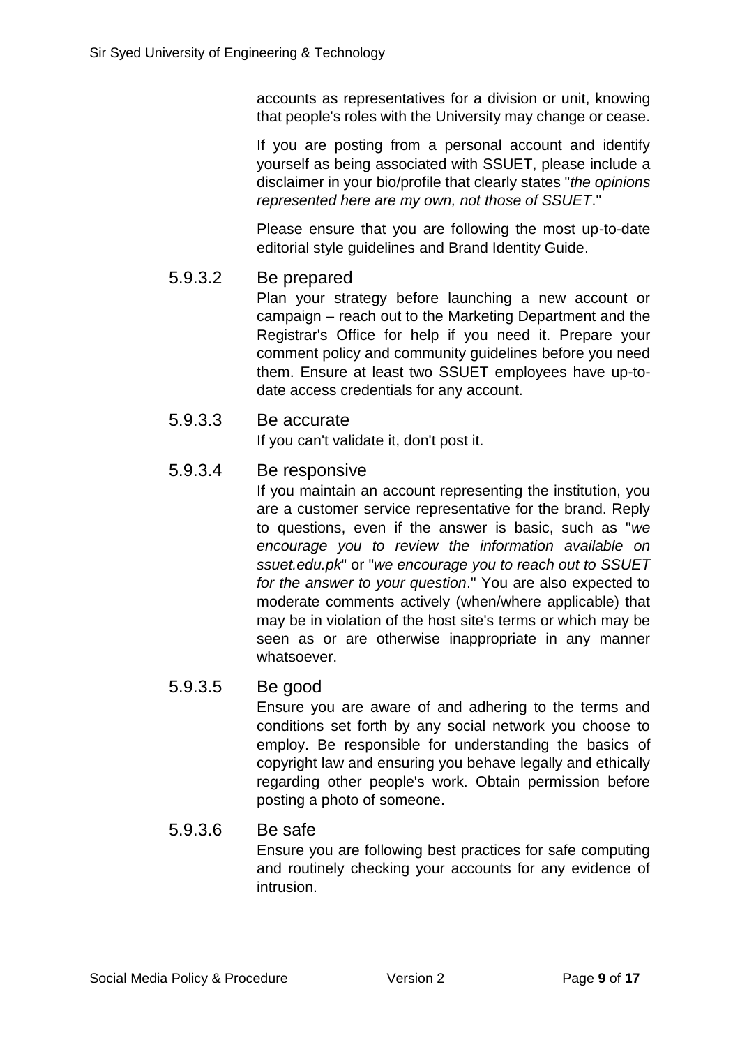accounts as representatives for a division or unit, knowing that people's roles with the University may change or cease.

If you are posting from a personal account and identify yourself as being associated with SSUET, please include a disclaimer in your bio/profile that clearly states "*the opinions represented here are my own, not those of SSUET*."

Please ensure that you are following the most up-to-date editorial style guidelines and Brand Identity Guide.

#### 5.9.3.2 Be prepared

Plan your strategy before launching a new account or campaign – reach out to the Marketing Department and the Registrar's Office for help if you need it. Prepare your comment policy and community guidelines before you need them. Ensure at least two SSUET employees have up-to-date access credentials for any account.

#### 5.9.3.3 Be accurate

If you can't validate it, don't post it.

#### 5.9.3.4 Be responsive

If you maintain an account representing the institution, you are a customer service representative for the brand. Reply to questions, even if the answer is basic, such as "*we encourage you to review the information available on ssuet.edu.pk*" or "*we encourage you to reach out to SSUET for the answer to your question*." You are also expected to moderate comments actively (when/where applicable) that may be in violation of the host site's terms or which may be seen as or are otherwise inappropriate in any manner whatsoever.

#### 5.9.3.5 Be good

Ensure you are aware of and adhering to the terms and conditions set forth by any social network you choose to employ. Be responsible for understanding the basics of copyright law and ensuring you behave legally and ethically regarding other people's work. Obtain permission before posting a photo of someone.

#### 5.9.3.6 Be safe

Ensure you are following best practices for safe computing and routinely checking your accounts for any evidence of intrusion.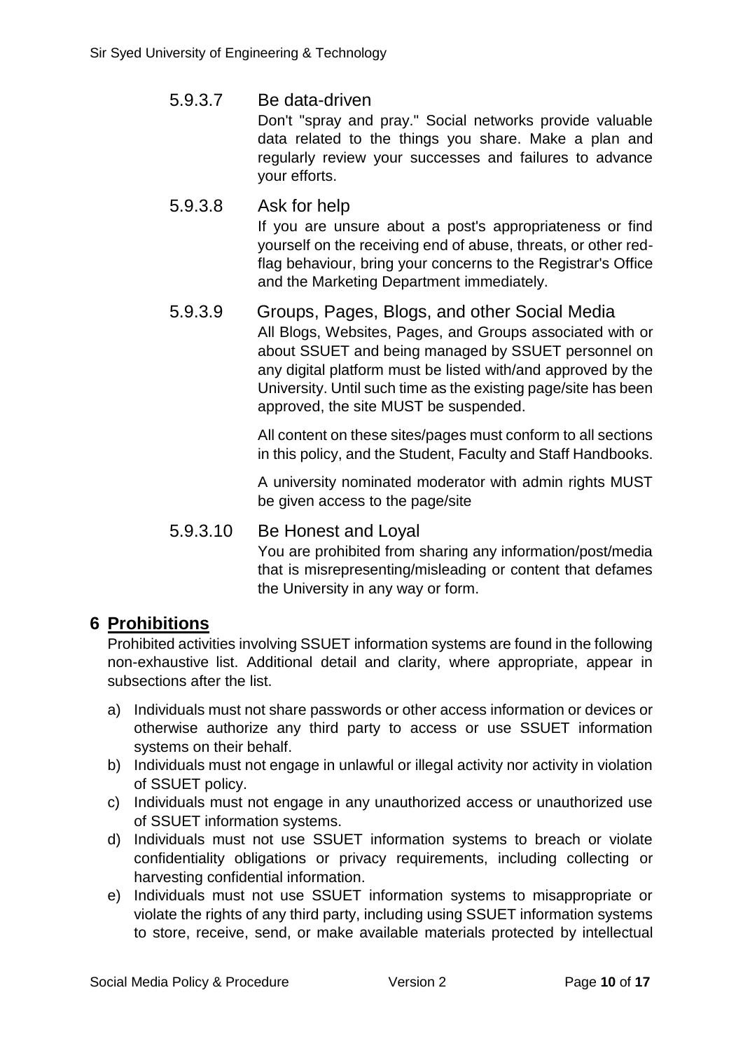#### 5.9.3.7 Be data-driven

Don't "spray and pray." Social networks provide valuable data related to the things you share. Make a plan and regularly review your successes and failures to advance your efforts.

#### 5.9.3.8 Ask for help

If you are unsure about a post's appropriateness or find yourself on the receiving end of abuse, threats, or other red-flag behaviour, bring your concerns to the Registrar's Office and the Marketing Department immediately.

#### 5.9.3.9 Groups, Pages, Blogs, and other Social Media

All Blogs, Websites, Pages, and Groups associated with or about SSUET and being managed by SSUET personnel on any digital platform must be listed with/and approved by the University. Until such time as the existing page/site has been approved, the site MUST be suspended.

All content on these sites/pages must conform to all sections in this policy, and the Student, Faculty and Staff Handbooks.

A university nominated moderator with admin rights MUST be given access to the page/site

#### 5.9.3.10 Be Honest and Loyal

You are prohibited from sharing any information/post/media that is misrepresenting/misleading or content that defames the University in any way or form.

# 6 Prohibitions

Prohibited activities involving SSUET information systems are found in the following non-exhaustive list. Additional detail and clarity, where appropriate, appear in subsections after the list.

a) Individuals must not share passwords or other access information or devices or otherwise authorize any third party to access or use SSUET information systems on their behalf.
b) Individuals must not engage in unlawful or illegal activity nor activity in violation of SSUET policy.
c) Individuals must not engage in any unauthorized access or unauthorized use of SSUET information systems.
d) Individuals must not use SSUET information systems to breach or violate confidentiality obligations or privacy requirements, including collecting or harvesting confidential information.
e) Individuals must not use SSUET information systems to misappropriate or violate the rights of any third party, including using SSUET information systems to store, receive, send, or make available materials protected by intellectual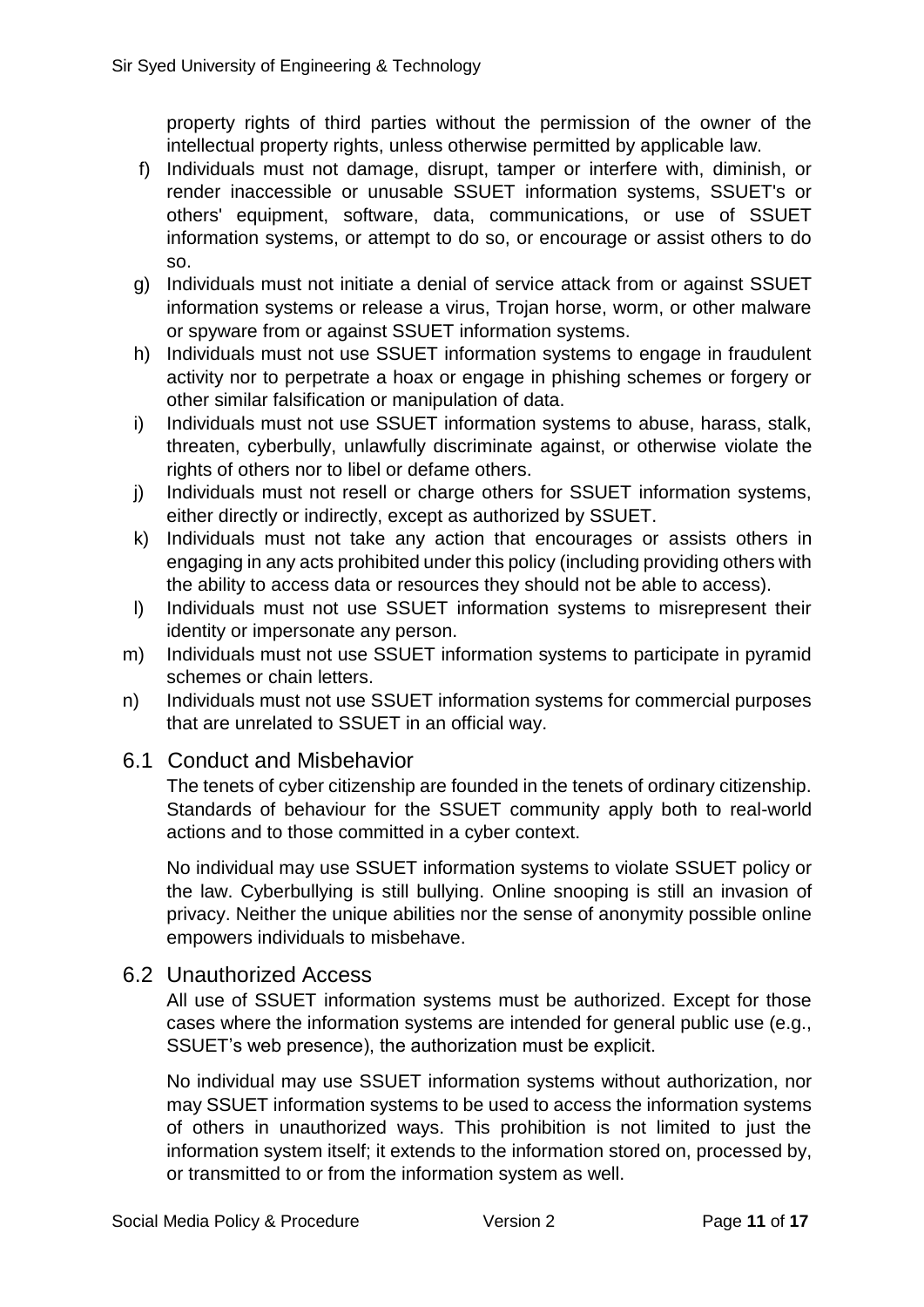property rights of third parties without the permission of the owner of the intellectual property rights, unless otherwise permitted by applicable law.

f) Individuals must not damage, disrupt, tamper or interfere with, diminish, or render inaccessible or unusable SSUET information systems, SSUET's or others' equipment, software, data, communications, or use of SSUET information systems, or attempt to do so, or encourage or assist others to do so.

g) Individuals must not initiate a denial of service attack from or against SSUET information systems or release a virus, Trojan horse, worm, or other malware or spyware from or against SSUET information systems.

h) Individuals must not use SSUET information systems to engage in fraudulent activity nor to perpetrate a hoax or engage in phishing schemes or forgery or other similar falsification or manipulation of data.

i) Individuals must not use SSUET information systems to abuse, harass, stalk, threaten, cyberbully, unlawfully discriminate against, or otherwise violate the rights of others nor to libel or defame others.

j) Individuals must not resell or charge others for SSUET information systems, either directly or indirectly, except as authorized by SSUET.

k) Individuals must not take any action that encourages or assists others in engaging in any acts prohibited under this policy (including providing others with the ability to access data or resources they should not be able to access).

l) Individuals must not use SSUET information systems to misrepresent their identity or impersonate any person.

m) Individuals must not use SSUET information systems to participate in pyramid schemes or chain letters.

n) Individuals must not use SSUET information systems for commercial purposes that are unrelated to SSUET in an official way.

## 6.1 Conduct and Misbehavior

The tenets of cyber citizenship are founded in the tenets of ordinary citizenship. Standards of behaviour for the SSUET community apply both to real-world actions and to those committed in a cyber context.

No individual may use SSUET information systems to violate SSUET policy or the law. Cyberbullying is still bullying. Online snooping is still an invasion of privacy. Neither the unique abilities nor the sense of anonymity possible online empowers individuals to misbehave.

## 6.2 Unauthorized Access

All use of SSUET information systems must be authorized. Except for those cases where the information systems are intended for general public use (e.g., SSUET's web presence), the authorization must be explicit.

No individual may use SSUET information systems without authorization, nor may SSUET information systems to be used to access the information systems of others in unauthorized ways. This prohibition is not limited to just the information system itself; it extends to the information stored on, processed by, or transmitted to or from the information system as well.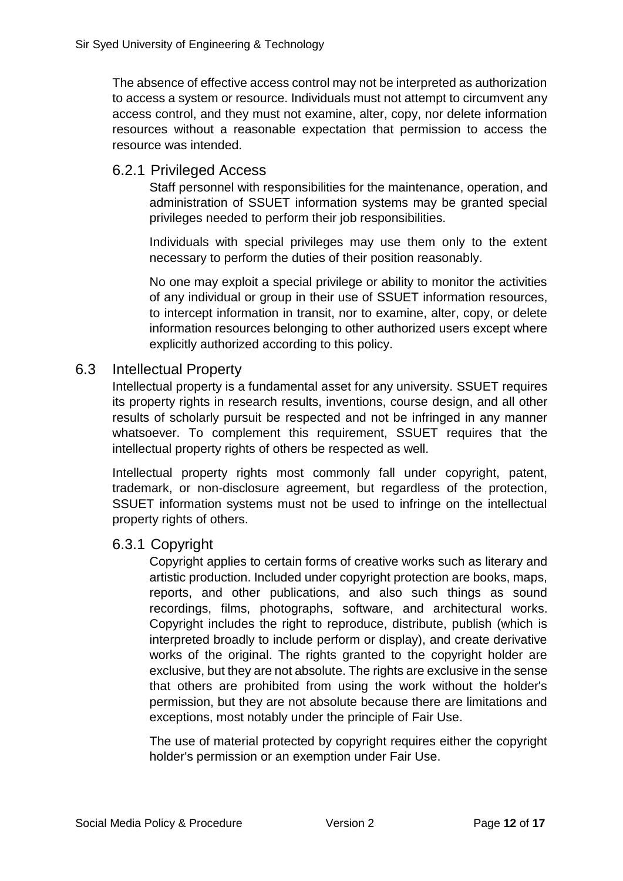The absence of effective access control may not be interpreted as authorization to access a system or resource. Individuals must not attempt to circumvent any access control, and they must not examine, alter, copy, nor delete information resources without a reasonable expectation that permission to access the resource was intended.

### 6.2.1 Privileged Access

Staff personnel with responsibilities for the maintenance, operation, and administration of SSUET information systems may be granted special privileges needed to perform their job responsibilities.

Individuals with special privileges may use them only to the extent necessary to perform the duties of their position reasonably.

No one may exploit a special privilege or ability to monitor the activities of any individual or group in their use of SSUET information resources, to intercept information in transit, nor to examine, alter, copy, or delete information resources belonging to other authorized users except where explicitly authorized according to this policy.

## 6.3 Intellectual Property

Intellectual property is a fundamental asset for any university. SSUET requires its property rights in research results, inventions, course design, and all other results of scholarly pursuit be respected and not be infringed in any manner whatsoever. To complement this requirement, SSUET requires that the intellectual property rights of others be respected as well.

Intellectual property rights most commonly fall under copyright, patent, trademark, or non-disclosure agreement, but regardless of the protection, SSUET information systems must not be used to infringe on the intellectual property rights of others.

### 6.3.1 Copyright

Copyright applies to certain forms of creative works such as literary and artistic production. Included under copyright protection are books, maps, reports, and other publications, and also such things as sound recordings, films, photographs, software, and architectural works. Copyright includes the right to reproduce, distribute, publish (which is interpreted broadly to include perform or display), and create derivative works of the original. The rights granted to the copyright holder are exclusive, but they are not absolute. The rights are exclusive in the sense that others are prohibited from using the work without the holder's permission, but they are not absolute because there are limitations and exceptions, most notably under the principle of Fair Use.

The use of material protected by copyright requires either the copyright holder's permission or an exemption under Fair Use.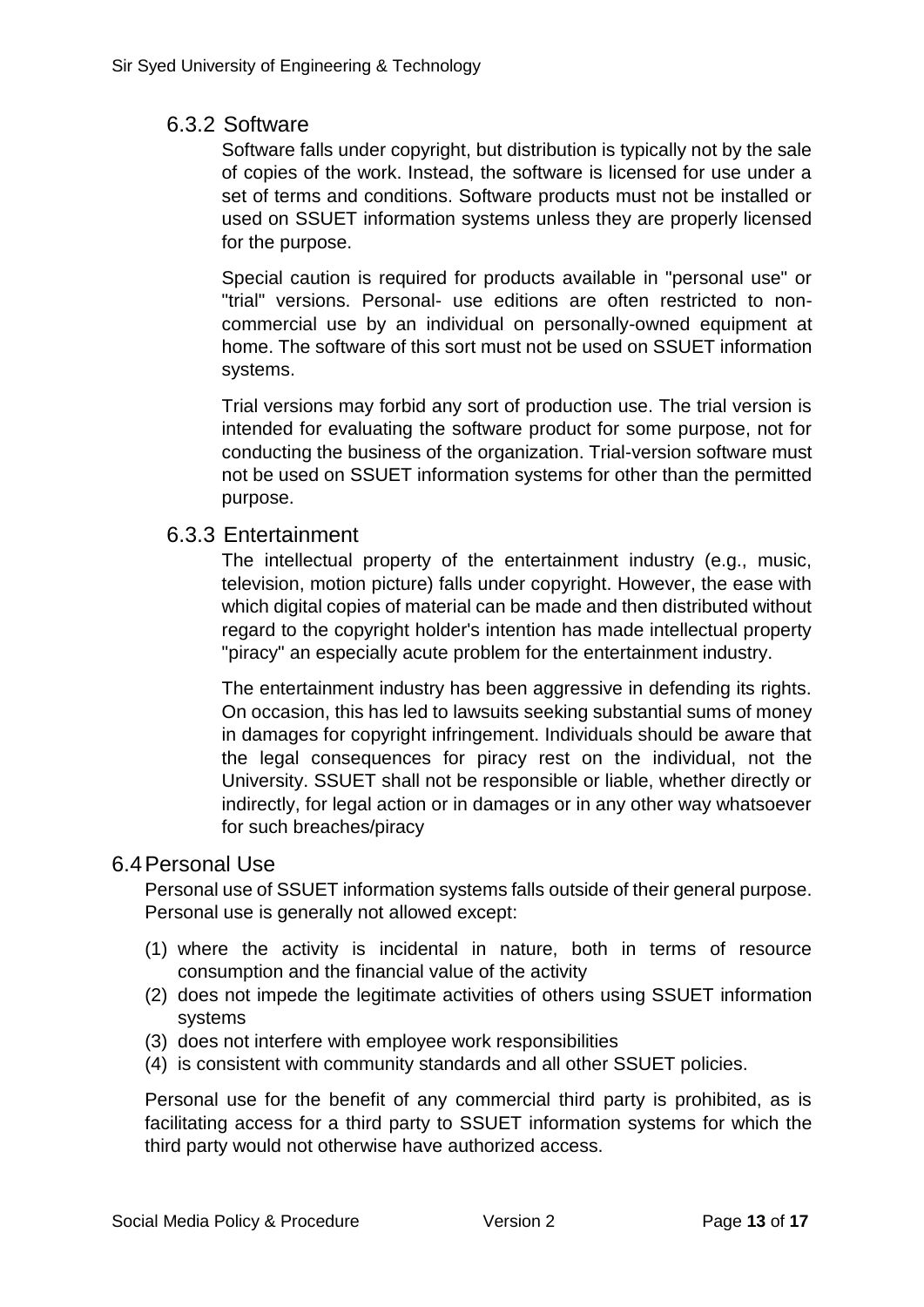### 6.3.2 Software

Software falls under copyright, but distribution is typically not by the sale of copies of the work. Instead, the software is licensed for use under a set of terms and conditions. Software products must not be installed or used on SSUET information systems unless they are properly licensed for the purpose.

Special caution is required for products available in "personal use" or "trial" versions. Personal- use editions are often restricted to non-commercial use by an individual on personally-owned equipment at home. The software of this sort must not be used on SSUET information systems.

Trial versions may forbid any sort of production use. The trial version is intended for evaluating the software product for some purpose, not for conducting the business of the organization. Trial-version software must not be used on SSUET information systems for other than the permitted purpose.

### 6.3.3 Entertainment

The intellectual property of the entertainment industry (e.g., music, television, motion picture) falls under copyright. However, the ease with which digital copies of material can be made and then distributed without regard to the copyright holder's intention has made intellectual property "piracy" an especially acute problem for the entertainment industry.

The entertainment industry has been aggressive in defending its rights. On occasion, this has led to lawsuits seeking substantial sums of money in damages for copyright infringement. Individuals should be aware that the legal consequences for piracy rest on the individual, not the University. SSUET shall not be responsible or liable, whether directly or indirectly, for legal action or in damages or in any other way whatsoever for such breaches/piracy

## 6.4 Personal Use

Personal use of SSUET information systems falls outside of their general purpose. Personal use is generally not allowed except:

(1) where the activity is incidental in nature, both in terms of resource consumption and the financial value of the activity
(2) does not impede the legitimate activities of others using SSUET information systems
(3) does not interfere with employee work responsibilities
(4) is consistent with community standards and all other SSUET policies.

Personal use for the benefit of any commercial third party is prohibited, as is facilitating access for a third party to SSUET information systems for which the third party would not otherwise have authorized access.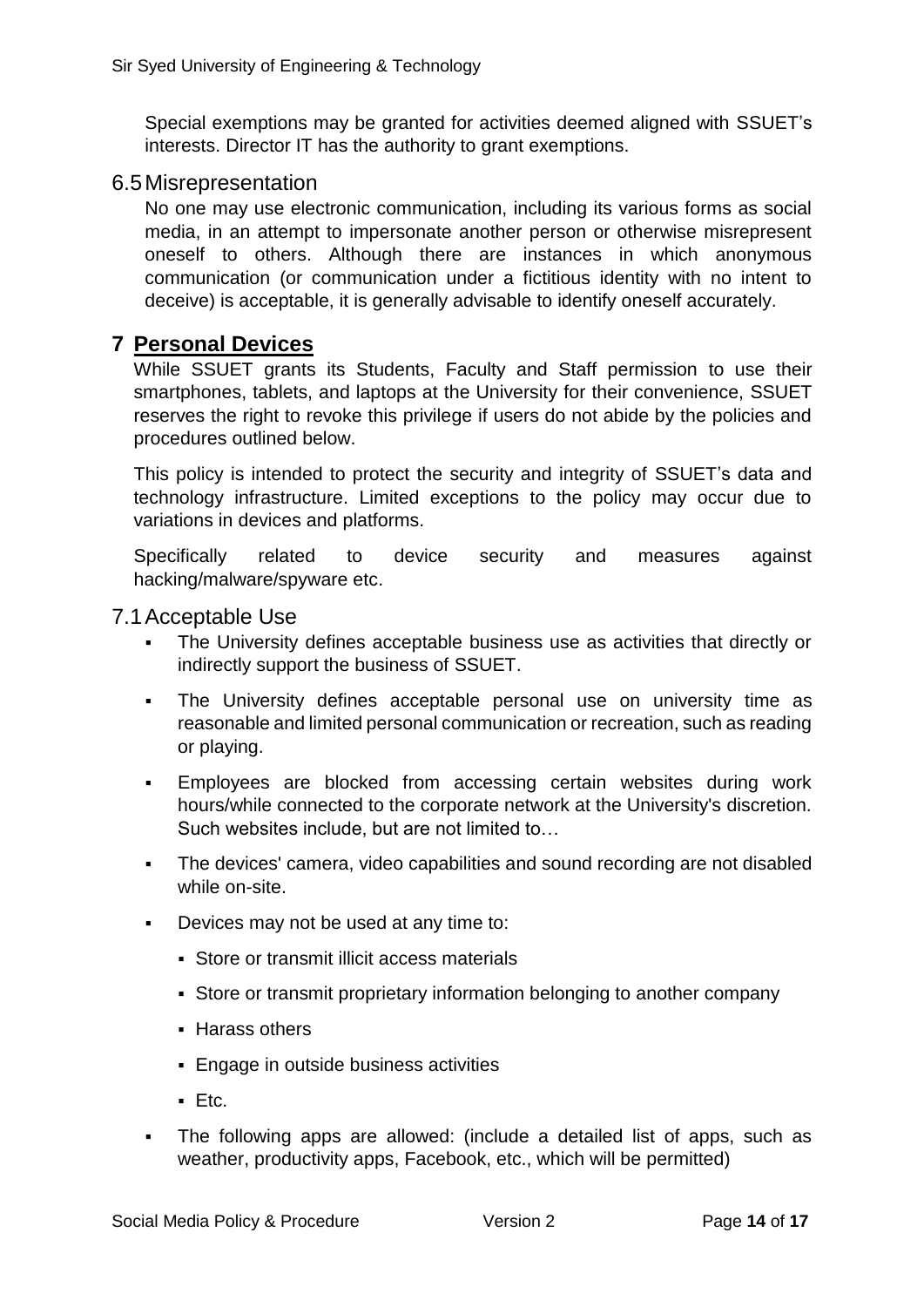Special exemptions may be granted for activities deemed aligned with SSUET's interests. Director IT has the authority to grant exemptions.

### 6.5 Misrepresentation

No one may use electronic communication, including its various forms as social media, in an attempt to impersonate another person or otherwise misrepresent oneself to others. Although there are instances in which anonymous communication (or communication under a fictitious identity with no intent to deceive) is acceptable, it is generally advisable to identify oneself accurately.

## 7 Personal Devices

While SSUET grants its Students, Faculty and Staff permission to use their smartphones, tablets, and laptops at the University for their convenience, SSUET reserves the right to revoke this privilege if users do not abide by the policies and procedures outlined below.

This policy is intended to protect the security and integrity of SSUET's data and technology infrastructure. Limited exceptions to the policy may occur due to variations in devices and platforms.

Specifically related to device security and measures against hacking/malware/spyware etc.

### 7.1 Acceptable Use

- The University defines acceptable business use as activities that directly or indirectly support the business of SSUET.
- The University defines acceptable personal use on university time as reasonable and limited personal communication or recreation, such as reading or playing.
- Employees are blocked from accessing certain websites during work hours/while connected to the corporate network at the University's discretion. Such websites include, but are not limited to…
- The devices' camera, video capabilities and sound recording are not disabled while on-site.
- Devices may not be used at any time to:
  - Store or transmit illicit access materials
  - Store or transmit proprietary information belonging to another company
  - Harass others
  - Engage in outside business activities
  - Etc.
- The following apps are allowed: (include a detailed list of apps, such as weather, productivity apps, Facebook, etc., which will be permitted)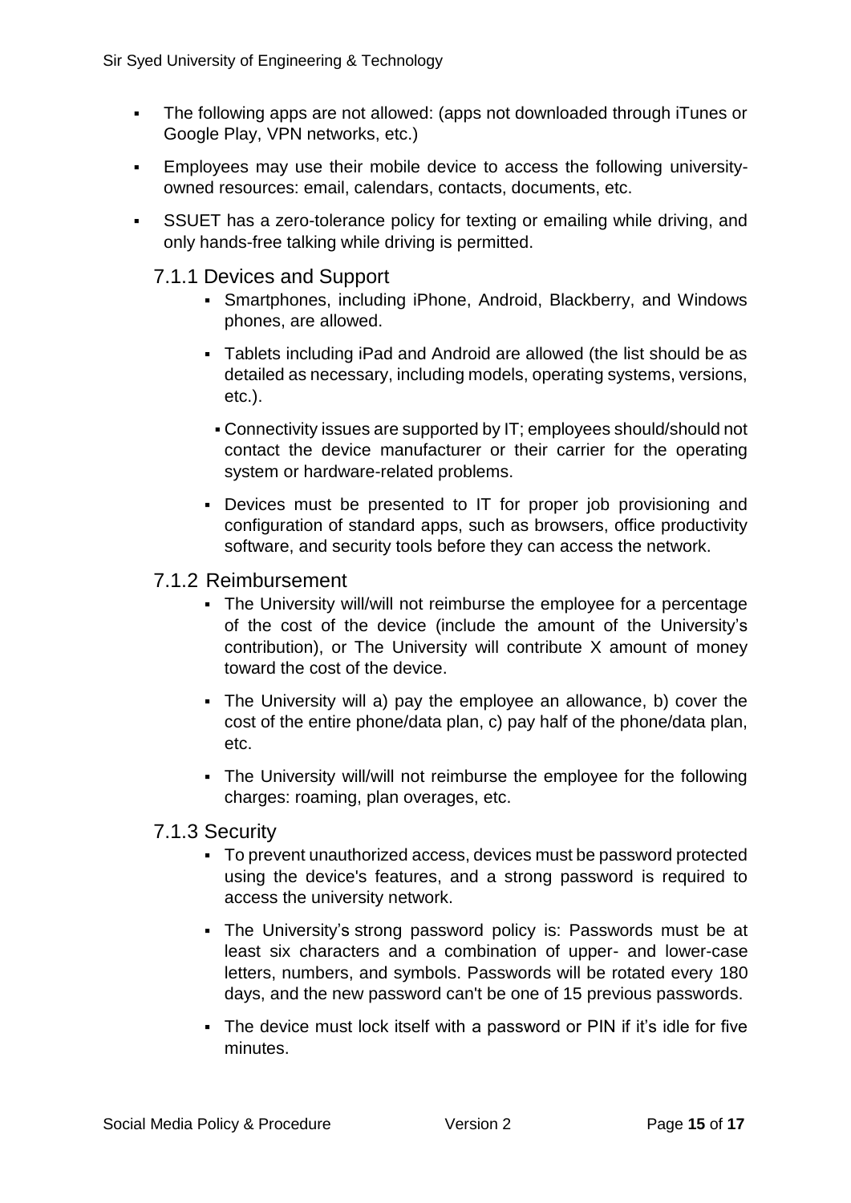- The following apps are not allowed: (apps not downloaded through iTunes or Google Play, VPN networks, etc.)
- Employees may use their mobile device to access the following university-owned resources: email, calendars, contacts, documents, etc.
- SSUET has a zero-tolerance policy for texting or emailing while driving, and only hands-free talking while driving is permitted.

### 7.1.1 Devices and Support

- Smartphones, including iPhone, Android, Blackberry, and Windows phones, are allowed.
- Tablets including iPad and Android are allowed (the list should be as detailed as necessary, including models, operating systems, versions, etc.).
- Connectivity issues are supported by IT; employees should/should not contact the device manufacturer or their carrier for the operating system or hardware-related problems.
- Devices must be presented to IT for proper job provisioning and configuration of standard apps, such as browsers, office productivity software, and security tools before they can access the network.

### 7.1.2 Reimbursement

- The University will/will not reimburse the employee for a percentage of the cost of the device (include the amount of the University's contribution), or The University will contribute X amount of money toward the cost of the device.
- The University will a) pay the employee an allowance, b) cover the cost of the entire phone/data plan, c) pay half of the phone/data plan, etc.
- The University will/will not reimburse the employee for the following charges: roaming, plan overages, etc.

### 7.1.3 Security

- To prevent unauthorized access, devices must be password protected using the device's features, and a strong password is required to access the university network.
- The University's strong password policy is: Passwords must be at least six characters and a combination of upper- and lower-case letters, numbers, and symbols. Passwords will be rotated every 180 days, and the new password can't be one of 15 previous passwords.
- The device must lock itself with a password or PIN if it's idle for five minutes.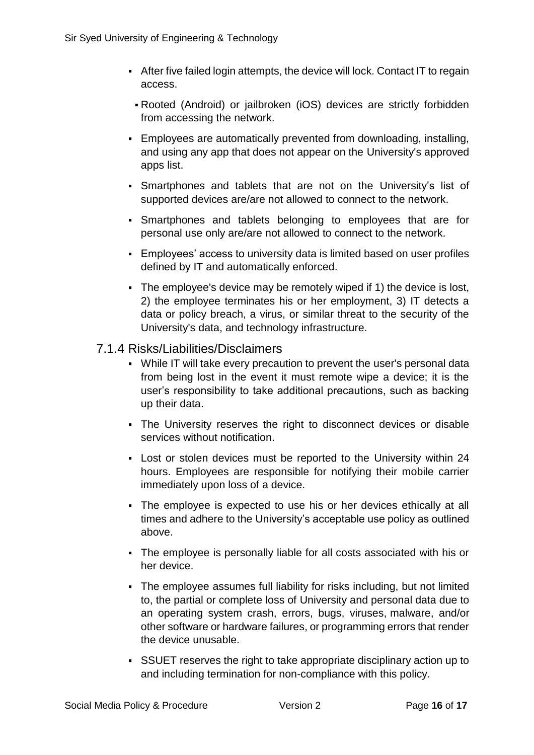- After five failed login attempts, the device will lock. Contact IT to regain access.
- Rooted (Android) or jailbroken (iOS) devices are strictly forbidden from accessing the network.
- Employees are automatically prevented from downloading, installing, and using any app that does not appear on the University's approved apps list.
- Smartphones and tablets that are not on the University's list of supported devices are/are not allowed to connect to the network.
- Smartphones and tablets belonging to employees that are for personal use only are/are not allowed to connect to the network.
- Employees' access to university data is limited based on user profiles defined by IT and automatically enforced.
- The employee's device may be remotely wiped if 1) the device is lost, 2) the employee terminates his or her employment, 3) IT detects a data or policy breach, a virus, or similar threat to the security of the University's data, and technology infrastructure.

### 7.1.4 Risks/Liabilities/Disclaimers

- While IT will take every precaution to prevent the user's personal data from being lost in the event it must remote wipe a device; it is the user's responsibility to take additional precautions, such as backing up their data.
- The University reserves the right to disconnect devices or disable services without notification.
- Lost or stolen devices must be reported to the University within 24 hours. Employees are responsible for notifying their mobile carrier immediately upon loss of a device.
- The employee is expected to use his or her devices ethically at all times and adhere to the University's acceptable use policy as outlined above.
- The employee is personally liable for all costs associated with his or her device.
- The employee assumes full liability for risks including, but not limited to, the partial or complete loss of University and personal data due to an operating system crash, errors, bugs, viruses, malware, and/or other software or hardware failures, or programming errors that render the device unusable.
- SSUET reserves the right to take appropriate disciplinary action up to and including termination for non-compliance with this policy.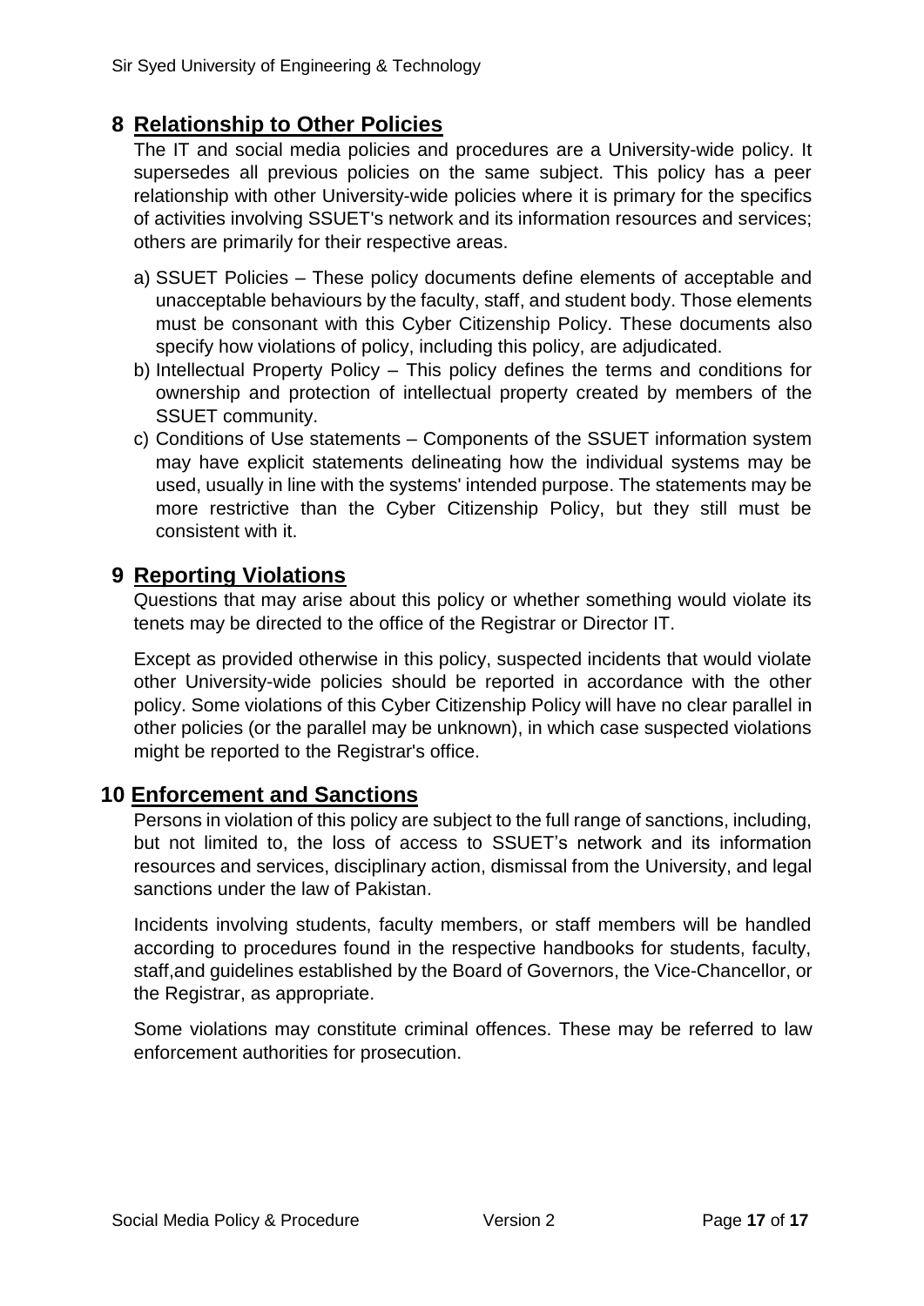## 8 Relationship to Other Policies

The IT and social media policies and procedures are a University-wide policy. It supersedes all previous policies on the same subject. This policy has a peer relationship with other University-wide policies where it is primary for the specifics of activities involving SSUET's network and its information resources and services; others are primarily for their respective areas.

a) SSUET Policies – These policy documents define elements of acceptable and unacceptable behaviours by the faculty, staff, and student body. Those elements must be consonant with this Cyber Citizenship Policy. These documents also specify how violations of policy, including this policy, are adjudicated.

b) Intellectual Property Policy – This policy defines the terms and conditions for ownership and protection of intellectual property created by members of the SSUET community.

c) Conditions of Use statements – Components of the SSUET information system may have explicit statements delineating how the individual systems may be used, usually in line with the systems' intended purpose. The statements may be more restrictive than the Cyber Citizenship Policy, but they still must be consistent with it.

## 9 Reporting Violations

Questions that may arise about this policy or whether something would violate its tenets may be directed to the office of the Registrar or Director IT.

Except as provided otherwise in this policy, suspected incidents that would violate other University-wide policies should be reported in accordance with the other policy. Some violations of this Cyber Citizenship Policy will have no clear parallel in other policies (or the parallel may be unknown), in which case suspected violations might be reported to the Registrar's office.

## 10 Enforcement and Sanctions

Persons in violation of this policy are subject to the full range of sanctions, including, but not limited to, the loss of access to SSUET's network and its information resources and services, disciplinary action, dismissal from the University, and legal sanctions under the law of Pakistan.

Incidents involving students, faculty members, or staff members will be handled according to procedures found in the respective handbooks for students, faculty, staff,and guidelines established by the Board of Governors, the Vice-Chancellor, or the Registrar, as appropriate.

Some violations may constitute criminal offences. These may be referred to law enforcement authorities for prosecution.